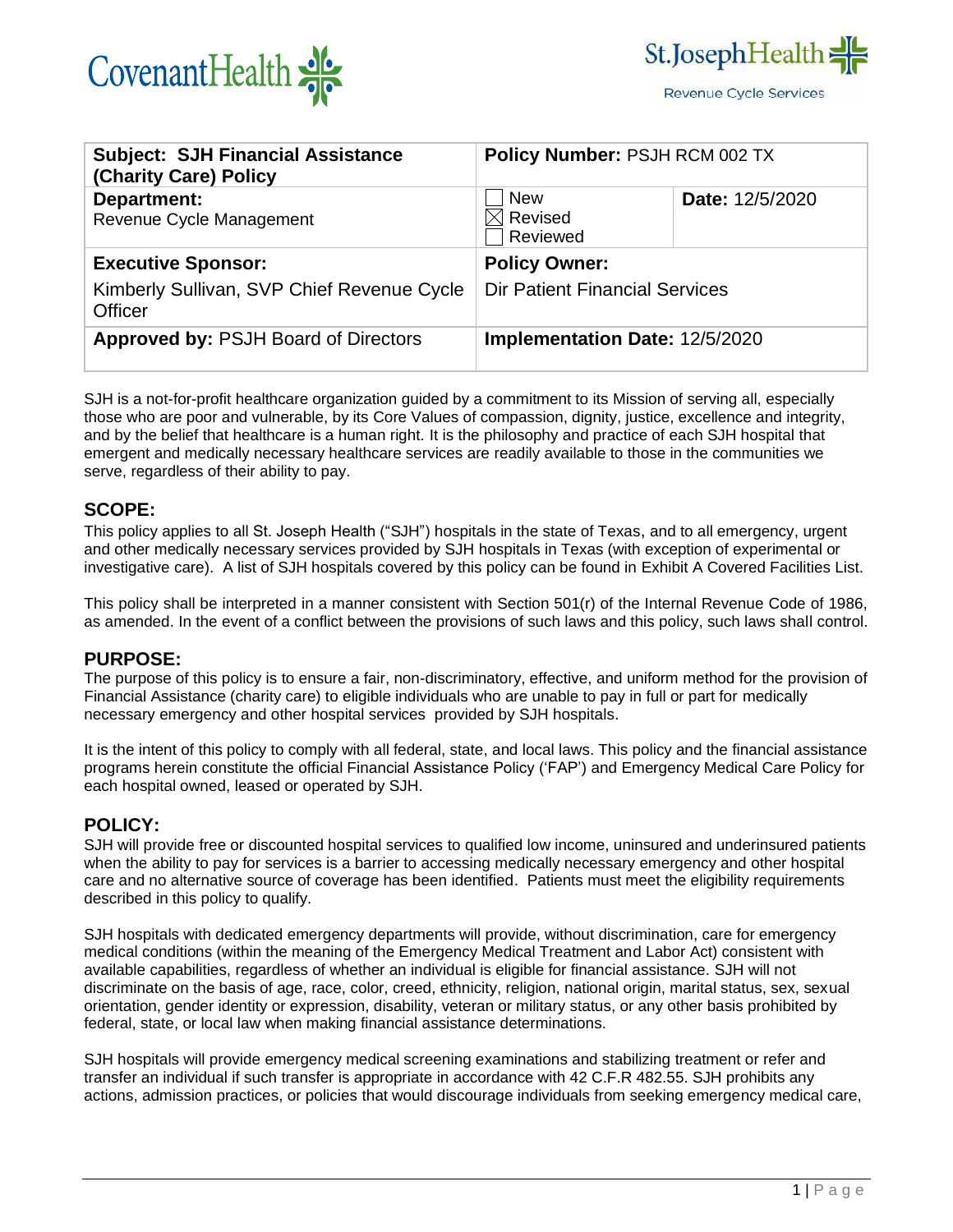| **Subject: SJH Financial Assistance (Charity Care) Policy** | **Policy Number:** PSJH RCM 002 TX | |
|---|---|---|
| **Department:** Revenue Cycle Management | ☐ New<br>☒ Revised<br>☐ Reviewed | **Date:** 12/5/2020 |
| **Executive Sponsor:**<br>Kimberly Sullivan, SVP Chief Revenue Cycle Officer | **Policy Owner:**<br>Dir Patient Financial Services | |
| **Approved by:** PSJH Board of Directors | **Implementation Date:** 12/5/2020 | |

SJH is a not-for-profit healthcare organization guided by a commitment to its Mission of serving all, especially those who are poor and vulnerable, by its Core Values of compassion, dignity, justice, excellence and integrity, and by the belief that healthcare is a human right. It is the philosophy and practice of each SJH hospital that emergent and medically necessary healthcare services are readily available to those in the communities we serve, regardless of their ability to pay.

## SCOPE:

This policy applies to all St. Joseph Health ("SJH") hospitals in the state of Texas, and to all emergency, urgent and other medically necessary services provided by SJH hospitals in Texas (with exception of experimental or investigative care). A list of SJH hospitals covered by this policy can be found in Exhibit A Covered Facilities List.

This policy shall be interpreted in a manner consistent with Section 501(r) of the Internal Revenue Code of 1986, as amended. In the event of a conflict between the provisions of such laws and this policy, such laws shall control.

## PURPOSE:

The purpose of this policy is to ensure a fair, non-discriminatory, effective, and uniform method for the provision of Financial Assistance (charity care) to eligible individuals who are unable to pay in full or part for medically necessary emergency and other hospital services provided by SJH hospitals.

It is the intent of this policy to comply with all federal, state, and local laws. This policy and the financial assistance programs herein constitute the official Financial Assistance Policy ('FAP') and Emergency Medical Care Policy for each hospital owned, leased or operated by SJH.

## POLICY:

SJH will provide free or discounted hospital services to qualified low income, uninsured and underinsured patients when the ability to pay for services is a barrier to accessing medically necessary emergency and other hospital care and no alternative source of coverage has been identified. Patients must meet the eligibility requirements described in this policy to qualify.

SJH hospitals with dedicated emergency departments will provide, without discrimination, care for emergency medical conditions (within the meaning of the Emergency Medical Treatment and Labor Act) consistent with available capabilities, regardless of whether an individual is eligible for financial assistance. SJH will not discriminate on the basis of age, race, color, creed, ethnicity, religion, national origin, marital status, sex, sexual orientation, gender identity or expression, disability, veteran or military status, or any other basis prohibited by federal, state, or local law when making financial assistance determinations.

SJH hospitals will provide emergency medical screening examinations and stabilizing treatment or refer and transfer an individual if such transfer is appropriate in accordance with 42 C.F.R 482.55. SJH prohibits any actions, admission practices, or policies that would discourage individuals from seeking emergency medical care,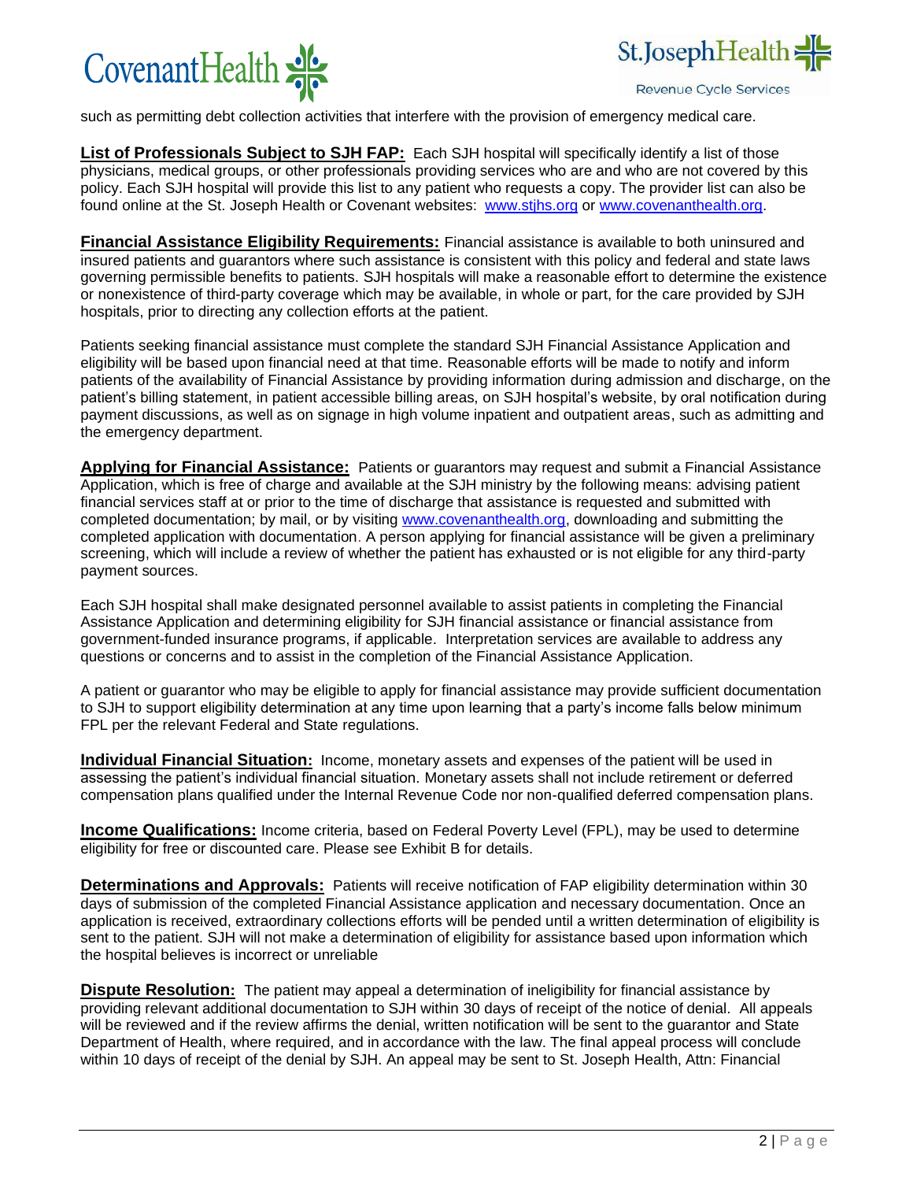such as permitting debt collection activities that interfere with the provision of emergency medical care.

**List of Professionals Subject to SJH FAP:** Each SJH hospital will specifically identify a list of those physicians, medical groups, or other professionals providing services who are and who are not covered by this policy. Each SJH hospital will provide this list to any patient who requests a copy. The provider list can also be found online at the St. Joseph Health or Covenant websites: www.stjhs.org or www.covenanthealth.org.

**Financial Assistance Eligibility Requirements:** Financial assistance is available to both uninsured and insured patients and guarantors where such assistance is consistent with this policy and federal and state laws governing permissible benefits to patients. SJH hospitals will make a reasonable effort to determine the existence or nonexistence of third-party coverage which may be available, in whole or part, for the care provided by SJH hospitals, prior to directing any collection efforts at the patient.

Patients seeking financial assistance must complete the standard SJH Financial Assistance Application and eligibility will be based upon financial need at that time. Reasonable efforts will be made to notify and inform patients of the availability of Financial Assistance by providing information during admission and discharge, on the patient's billing statement, in patient accessible billing areas, on SJH hospital's website, by oral notification during payment discussions, as well as on signage in high volume inpatient and outpatient areas, such as admitting and the emergency department.

**Applying for Financial Assistance:** Patients or guarantors may request and submit a Financial Assistance Application, which is free of charge and available at the SJH ministry by the following means: advising patient financial services staff at or prior to the time of discharge that assistance is requested and submitted with completed documentation; by mail, or by visiting www.covenanthealth.org, downloading and submitting the completed application with documentation. A person applying for financial assistance will be given a preliminary screening, which will include a review of whether the patient has exhausted or is not eligible for any third-party payment sources.

Each SJH hospital shall make designated personnel available to assist patients in completing the Financial Assistance Application and determining eligibility for SJH financial assistance or financial assistance from government-funded insurance programs, if applicable. Interpretation services are available to address any questions or concerns and to assist in the completion of the Financial Assistance Application.

A patient or guarantor who may be eligible to apply for financial assistance may provide sufficient documentation to SJH to support eligibility determination at any time upon learning that a party's income falls below minimum FPL per the relevant Federal and State regulations.

**Individual Financial Situation:** Income, monetary assets and expenses of the patient will be used in assessing the patient's individual financial situation. Monetary assets shall not include retirement or deferred compensation plans qualified under the Internal Revenue Code nor non-qualified deferred compensation plans.

**Income Qualifications:** Income criteria, based on Federal Poverty Level (FPL), may be used to determine eligibility for free or discounted care. Please see Exhibit B for details.

**Determinations and Approvals:** Patients will receive notification of FAP eligibility determination within 30 days of submission of the completed Financial Assistance application and necessary documentation. Once an application is received, extraordinary collections efforts will be pended until a written determination of eligibility is sent to the patient. SJH will not make a determination of eligibility for assistance based upon information which the hospital believes is incorrect or unreliable

**Dispute Resolution:** The patient may appeal a determination of ineligibility for financial assistance by providing relevant additional documentation to SJH within 30 days of receipt of the notice of denial. All appeals will be reviewed and if the review affirms the denial, written notification will be sent to the guarantor and State Department of Health, where required, and in accordance with the law. The final appeal process will conclude within 10 days of receipt of the denial by SJH. An appeal may be sent to St. Joseph Health, Attn: Financial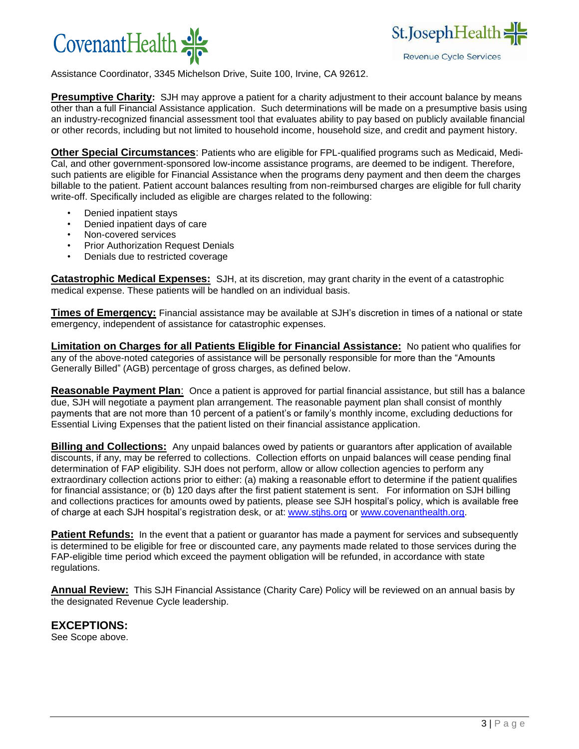Assistance Coordinator, 3345 Michelson Drive, Suite 100, Irvine, CA 92612.

**Presumptive Charity:** SJH may approve a patient for a charity adjustment to their account balance by means other than a full Financial Assistance application. Such determinations will be made on a presumptive basis using an industry-recognized financial assessment tool that evaluates ability to pay based on publicly available financial or other records, including but not limited to household income, household size, and credit and payment history.

**Other Special Circumstances**: Patients who are eligible for FPL-qualified programs such as Medicaid, Medi-Cal, and other government-sponsored low-income assistance programs, are deemed to be indigent. Therefore, such patients are eligible for Financial Assistance when the programs deny payment and then deem the charges billable to the patient. Patient account balances resulting from non-reimbursed charges are eligible for full charity write-off. Specifically included as eligible are charges related to the following:

- Denied inpatient stays
- Denied inpatient days of care
- Non-covered services
- Prior Authorization Request Denials
- Denials due to restricted coverage

**Catastrophic Medical Expenses:** SJH, at its discretion, may grant charity in the event of a catastrophic medical expense. These patients will be handled on an individual basis.

**Times of Emergency:** Financial assistance may be available at SJH's discretion in times of a national or state emergency, independent of assistance for catastrophic expenses.

**Limitation on Charges for all Patients Eligible for Financial Assistance:** No patient who qualifies for any of the above-noted categories of assistance will be personally responsible for more than the "Amounts Generally Billed" (AGB) percentage of gross charges, as defined below.

**Reasonable Payment Plan**: Once a patient is approved for partial financial assistance, but still has a balance due, SJH will negotiate a payment plan arrangement. The reasonable payment plan shall consist of monthly payments that are not more than 10 percent of a patient's or family's monthly income, excluding deductions for Essential Living Expenses that the patient listed on their financial assistance application.

**Billing and Collections:** Any unpaid balances owed by patients or guarantors after application of available discounts, if any, may be referred to collections. Collection efforts on unpaid balances will cease pending final determination of FAP eligibility. SJH does not perform, allow or allow collection agencies to perform any extraordinary collection actions prior to either: (a) making a reasonable effort to determine if the patient qualifies for financial assistance; or (b) 120 days after the first patient statement is sent. For information on SJH billing and collections practices for amounts owed by patients, please see SJH hospital's policy, which is available free of charge at each SJH hospital's registration desk, or at: www.stjhs.org or www.covenanthealth.org.

**Patient Refunds:** In the event that a patient or guarantor has made a payment for services and subsequently is determined to be eligible for free or discounted care, any payments made related to those services during the FAP-eligible time period which exceed the payment obligation will be refunded, in accordance with state regulations.

**Annual Review:** This SJH Financial Assistance (Charity Care) Policy will be reviewed on an annual basis by the designated Revenue Cycle leadership.

## EXCEPTIONS:

See Scope above.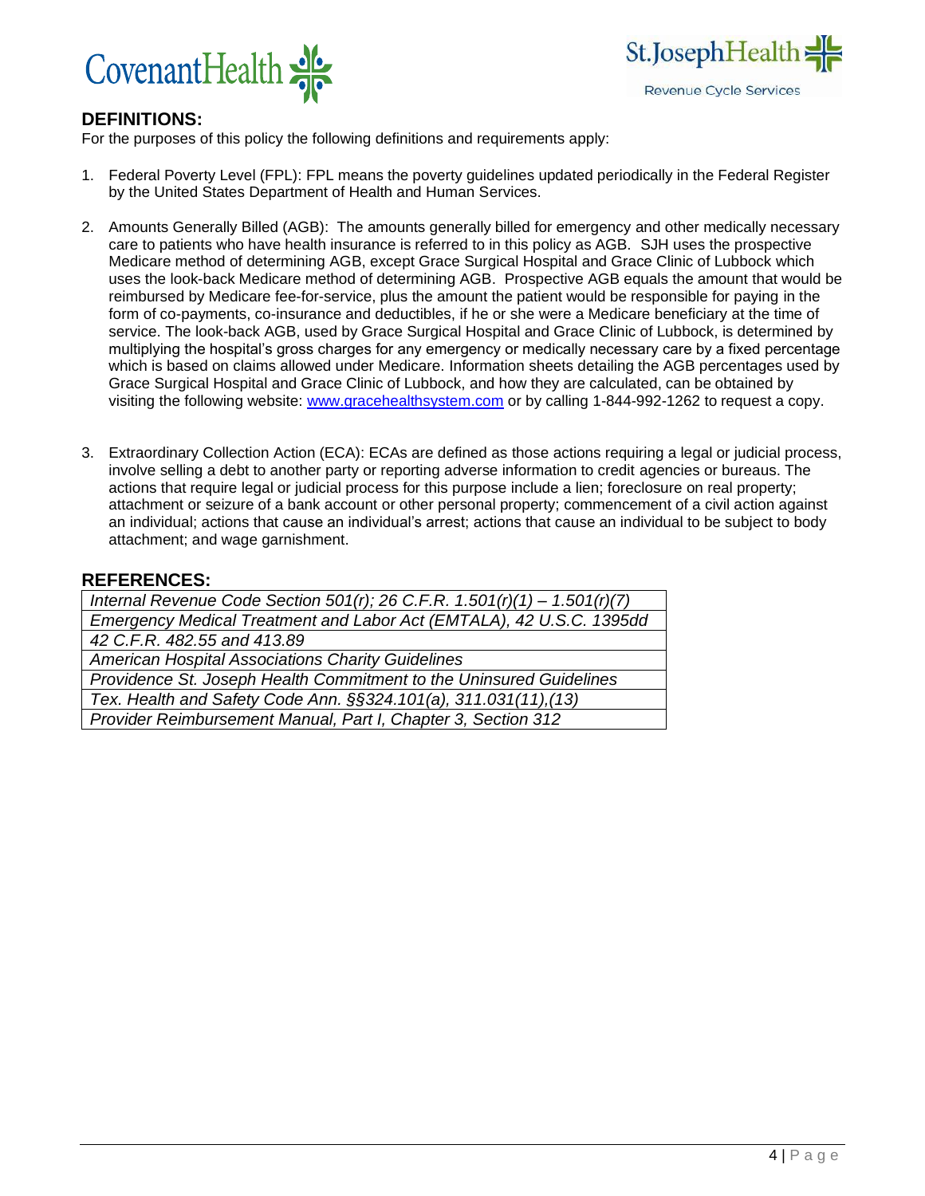## DEFINITIONS:

For the purposes of this policy the following definitions and requirements apply:

1. Federal Poverty Level (FPL): FPL means the poverty guidelines updated periodically in the Federal Register by the United States Department of Health and Human Services.

2. Amounts Generally Billed (AGB): The amounts generally billed for emergency and other medically necessary care to patients who have health insurance is referred to in this policy as AGB. SJH uses the prospective Medicare method of determining AGB, except Grace Surgical Hospital and Grace Clinic of Lubbock which uses the look-back Medicare method of determining AGB. Prospective AGB equals the amount that would be reimbursed by Medicare fee-for-service, plus the amount the patient would be responsible for paying in the form of co-payments, co-insurance and deductibles, if he or she were a Medicare beneficiary at the time of service. The look-back AGB, used by Grace Surgical Hospital and Grace Clinic of Lubbock, is determined by multiplying the hospital's gross charges for any emergency or medically necessary care by a fixed percentage which is based on claims allowed under Medicare. Information sheets detailing the AGB percentages used by Grace Surgical Hospital and Grace Clinic of Lubbock, and how they are calculated, can be obtained by visiting the following website: [www.gracehealthsystem.com](http://www.gracehealthsystem.com) or by calling 1-844-992-1262 to request a copy.

3. Extraordinary Collection Action (ECA): ECAs are defined as those actions requiring a legal or judicial process, involve selling a debt to another party or reporting adverse information to credit agencies or bureaus. The actions that require legal or judicial process for this purpose include a lien; foreclosure on real property; attachment or seizure of a bank account or other personal property; commencement of a civil action against an individual; actions that cause an individual's arrest; actions that cause an individual to be subject to body attachment; and wage garnishment.

## REFERENCES:

| |
|---|
| *Internal Revenue Code Section 501(r); 26 C.F.R. 1.501(r)(1) – 1.501(r)(7)* |
| *Emergency Medical Treatment and Labor Act (EMTALA), 42 U.S.C. 1395dd* |
| *42 C.F.R. 482.55 and 413.89* |
| *American Hospital Associations Charity Guidelines* |
| *Providence St. Joseph Health Commitment to the Uninsured Guidelines* |
| *Tex. Health and Safety Code Ann. §§324.101(a), 311.031(11),(13)* |
| *Provider Reimbursement Manual, Part I, Chapter 3, Section 312* |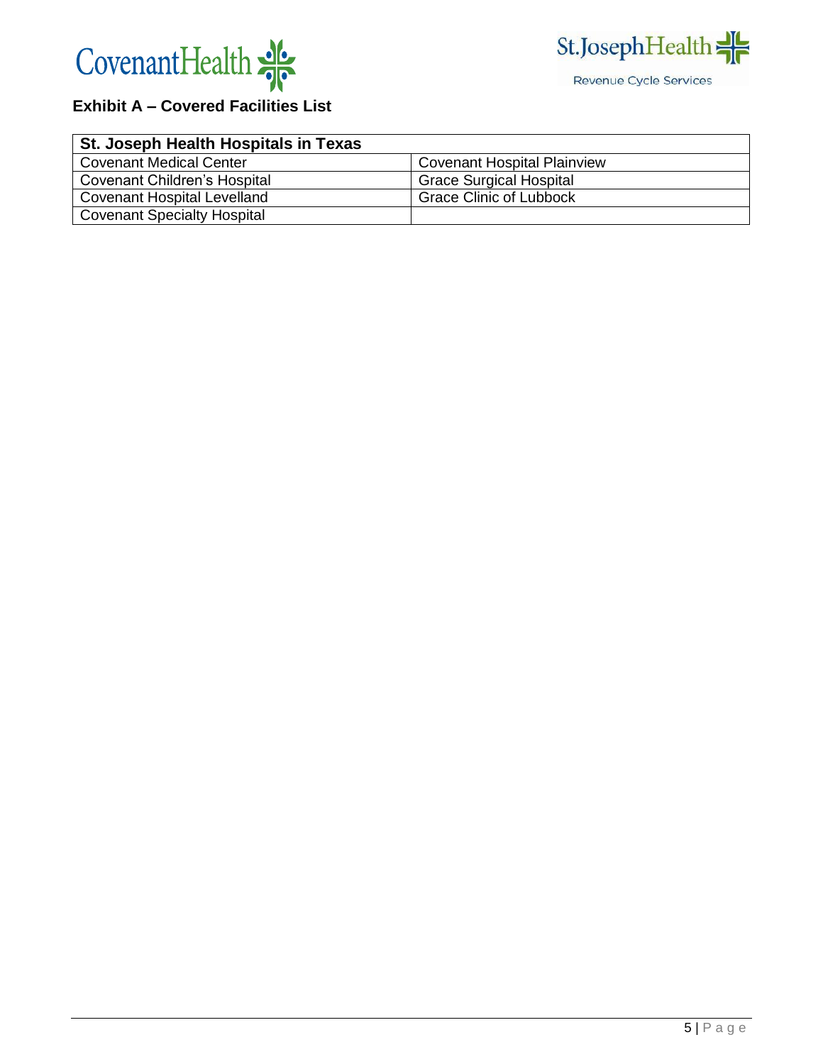## Exhibit A – Covered Facilities List

| St. Joseph Health Hospitals in Texas | |
|---|---|
| Covenant Medical Center | Covenant Hospital Plainview |
| Covenant Children's Hospital | Grace Surgical Hospital |
| Covenant Hospital Levelland | Grace Clinic of Lubbock |
| Covenant Specialty Hospital | |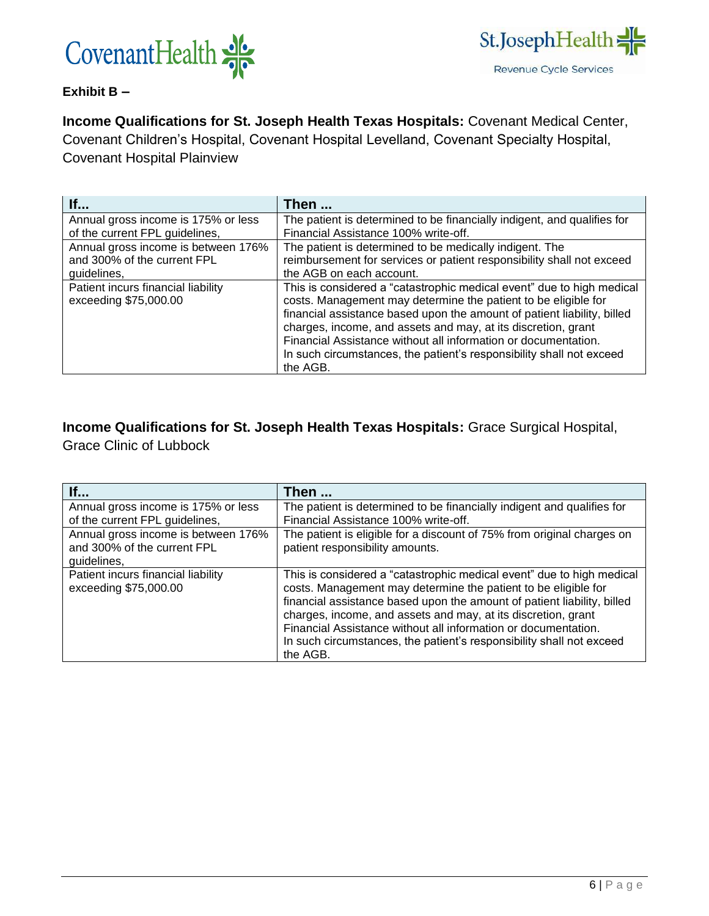**Exhibit B –**

**Income Qualifications for St. Joseph Health Texas Hospitals:** Covenant Medical Center, Covenant Children's Hospital, Covenant Hospital Levelland, Covenant Specialty Hospital, Covenant Hospital Plainview

| If... | Then ... |
|---|---|
| Annual gross income is 175% or less of the current FPL guidelines, | The patient is determined to be financially indigent, and qualifies for Financial Assistance 100% write-off. |
| Annual gross income is between 176% and 300% of the current FPL guidelines, | The patient is determined to be medically indigent. The reimbursement for services or patient responsibility shall not exceed the AGB on each account. |
| Patient incurs financial liability exceeding $75,000.00 | This is considered a "catastrophic medical event" due to high medical costs. Management may determine the patient to be eligible for financial assistance based upon the amount of patient liability, billed charges, income, and assets and may, at its discretion, grant Financial Assistance without all information or documentation. In such circumstances, the patient's responsibility shall not exceed the AGB. |

**Income Qualifications for St. Joseph Health Texas Hospitals:** Grace Surgical Hospital, Grace Clinic of Lubbock

| If... | Then ... |
|---|---|
| Annual gross income is 175% or less of the current FPL guidelines, | The patient is determined to be financially indigent and qualifies for Financial Assistance 100% write-off. |
| Annual gross income is between 176% and 300% of the current FPL guidelines, | The patient is eligible for a discount of 75% from original charges on patient responsibility amounts. |
| Patient incurs financial liability exceeding $75,000.00 | This is considered a "catastrophic medical event" due to high medical costs. Management may determine the patient to be eligible for financial assistance based upon the amount of patient liability, billed charges, income, and assets and may, at its discretion, grant Financial Assistance without all information or documentation. In such circumstances, the patient's responsibility shall not exceed the AGB. |